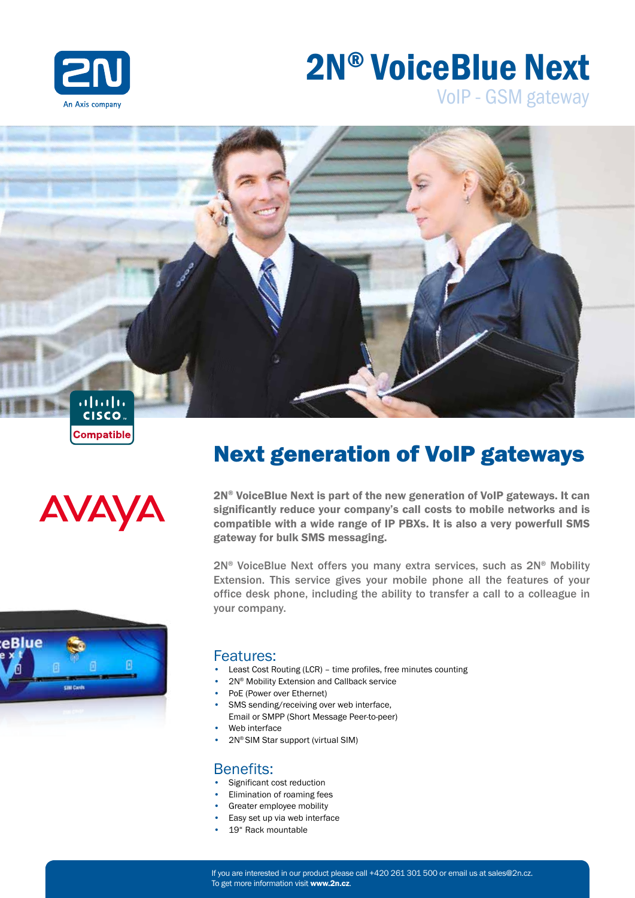# 2N® VoiceBlue Next

VoIP - GSM gateway

## Next generation of VoIP gateways

**2N® VoiceBlue Next is part of the new generation of VoIP gateways. It can significantly reduce your company's call costs to mobile networks and is compatible with a wide range of IP PBXs. It is also a very powerfull SMS gateway for bulk SMS messaging.**

2N® VoiceBlue Next offers you many extra services, such as 2N® Mobility Extension. This service gives your mobile phone all the features of your office desk phone, including the ability to transfer a call to a colleague in your company.

### Features:

- Least Cost Routing (LCR) – time profiles, free minutes counting
- 2N® Mobility Extension and Callback service
- PoE (Power over Ethernet)
- SMS sending/receiving over web interface, Email or SMPP (Short Message Peer-to-peer)
- Web interface
- 2N® SIM Star support (virtual SIM)

### Benefits:

- Significant cost reduction
- Elimination of roaming fees
- Greater employee mobility
- Easy set up via web interface
- 19" Rack mountable

If you are interested in our product please call +420 261 301 500 or email us at sales@2n.cz.
To get more information visit **www.2n.cz**.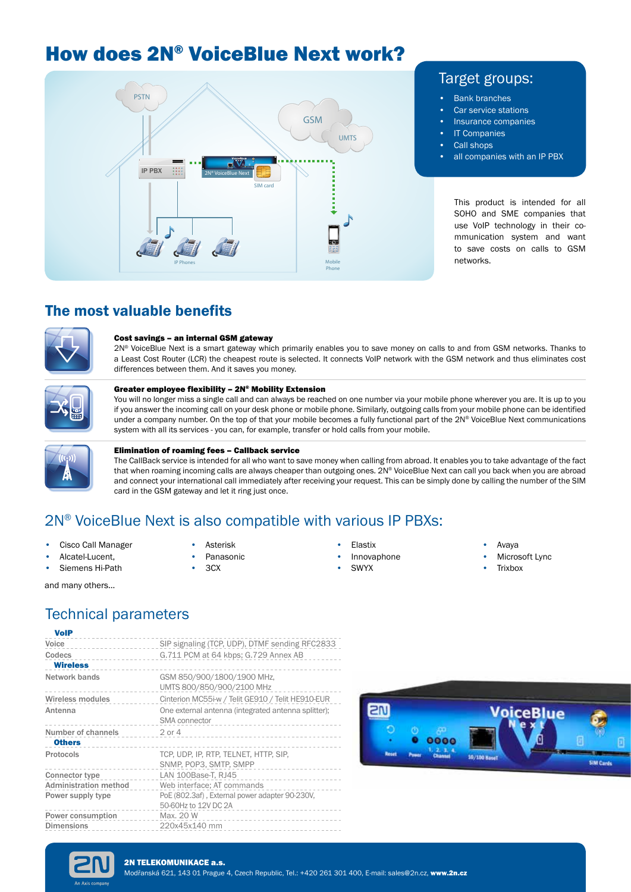# How does 2N® VoiceBlue Next work?

PSTN

GSM

UMTS

IP PBX

2N® VoiceBlue Next

SIM card

IP Phones

Mobile Phone

## Target groups:

- Bank branches
- Car service stations
- Insurance companies
- IT Companies
- Call shops
- all companies with an IP PBX

This product is intended for all SOHO and SME companies that use VoIP technology in their communication system and want to save costs on calls to GSM networks.

## The most valuable benefits

**Cost savings – an internal GSM gateway**
2N® VoiceBlue Next is a smart gateway which primarily enables you to save money on calls to and from GSM networks. Thanks to a Least Cost Router (LCR) the cheapest route is selected. It connects VoIP network with the GSM network and thus eliminates cost differences between them. And it saves you money.

**Greater employee flexibility – 2N® Mobility Extension**
You will no longer miss a single call and can always be reached on one number via your mobile phone wherever you are. It is up to you if you answer the incoming call on your desk phone or mobile phone. Similarly, outgoing calls from your mobile phone can be identified under a company number. On the top of that your mobile becomes a fully functional part of the 2N® VoiceBlue Next communications system with all its services - you can, for example, transfer or hold calls from your mobile.

**Elimination of roaming fees – Callback service**
The CallBack service is intended for all who want to save money when calling from abroad. It enables you to take advantage of the fact that when roaming incoming calls are always cheaper than outgoing ones. 2N® VoiceBlue Next can call you back when you are abroad and connect your international call immediately after receiving your request. This can be simply done by calling the number of the SIM card in the GSM gateway and let it ring just once.

## 2N® VoiceBlue Next is also compatible with various IP PBXs:

- Cisco Call Manager
- Alcatel-Lucent,
- Siemens Hi-Path
- Asterisk
- Panasonic
- 3CX
- Elastix
- Innovaphone
- SWYX
- Avaya
- Microsoft Lync
- Trixbox

and many others...

## Technical parameters

| | |
|---|---|
| **VoIP** | |
| Voice | SIP signaling (TCP, UDP), DTMF sending RFC2833 |
| Codecs | G.711 PCM at 64 kbps; G.729 Annex AB |
| **Wireless** | |
| Network bands | GSM 850/900/1800/1900 MHz, UMTS 800/850/900/2100 MHz |
| Wireless modules | Cinterion MC55i-w / Telit GE910 / Telit HE910-EUR |
| Antenna | One external antenna (integrated antenna splitter); SMA connector |
| Number of channels | 2 or 4 |
| **Others** | |
| Protocols | TCP, UDP, IP, RTP, TELNET, HTTP, SIP, SNMP, POP3, SMTP, SMPP |
| Connector type | LAN 100Base-T, RJ45 |
| Administration method | Web interface; AT commands |
| Power supply type | PoE (802.3af) , External power adapter 90-230V, 50-60Hz to 12V DC 2A |
| Power consumption | Max. 20 W |
| Dimensions | 220x45x140 mm |

**2N TELEKOMUNIKACE a.s.**
Modřanská 621, 143 01 Prague 4, Czech Republic, Tel.: +420 261 301 400, E-mail: sales@2n.cz, **www.2n.cz**

An Axis company